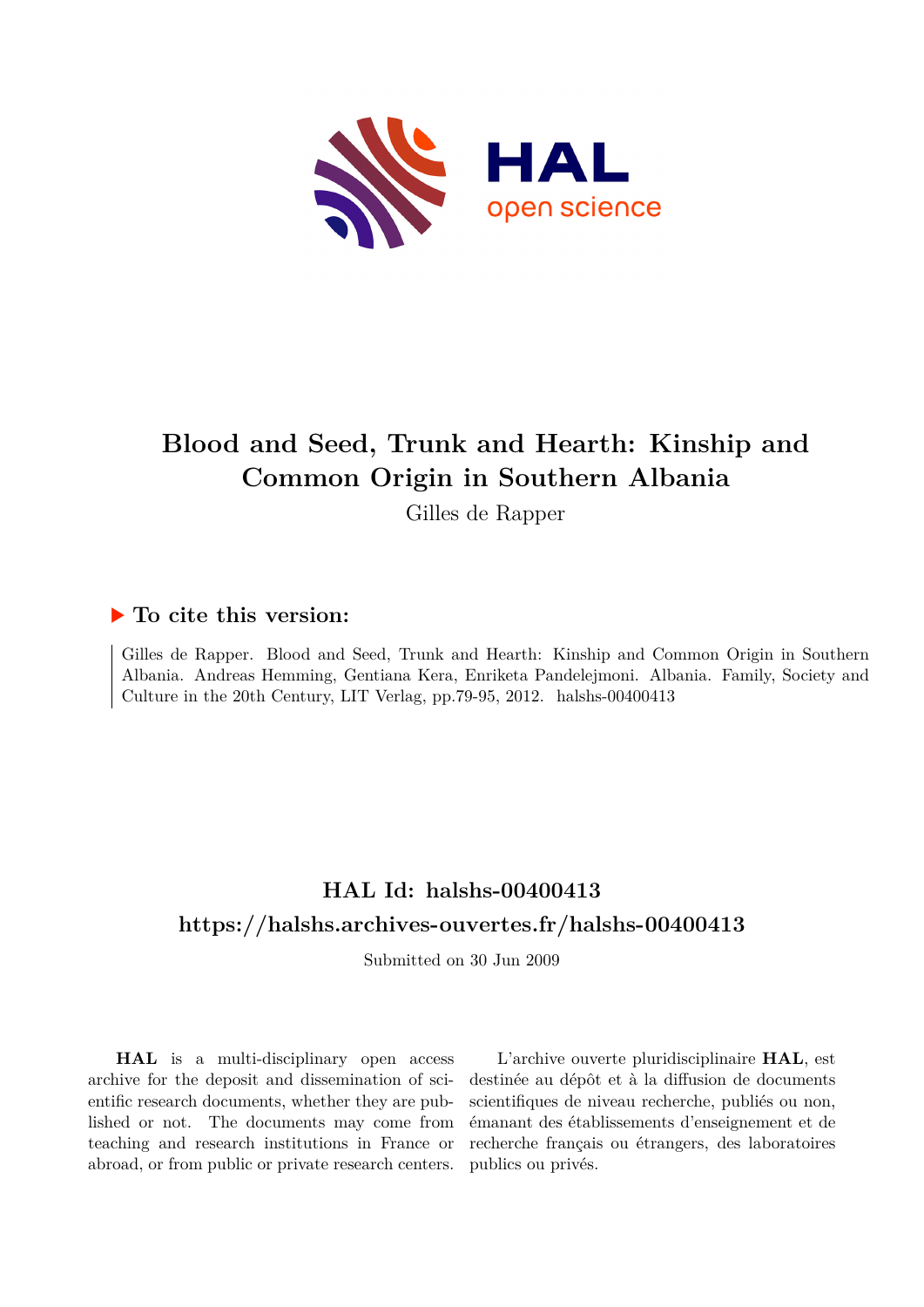# Blood and Seed, Trunk and Hearth: Kinship and Common Origin in Southern Albania

Gilles de Rapper

## ▶ To cite this version:

Gilles de Rapper. Blood and Seed, Trunk and Hearth: Kinship and Common Origin in Southern Albania. Andreas Hemming, Gentiana Kera, Enriketa Pandelejmoni. Albania. Family, Society and Culture in the 20th Century, LIT Verlag, pp.79-95, 2012. halshs-00400413

## HAL Id: halshs-00400413

## https://halshs.archives-ouvertes.fr/halshs-00400413

Submitted on 30 Jun 2009

**HAL** is a multi-disciplinary open access archive for the deposit and dissemination of scientific research documents, whether they are published or not. The documents may come from teaching and research institutions in France or abroad, or from public or private research centers.

L'archive ouverte pluridisciplinaire **HAL**, est destinée au dépôt et à la diffusion de documents scientifiques de niveau recherche, publiés ou non, émanant des établissements d'enseignement et de recherche français ou étrangers, des laboratoires publics ou privés.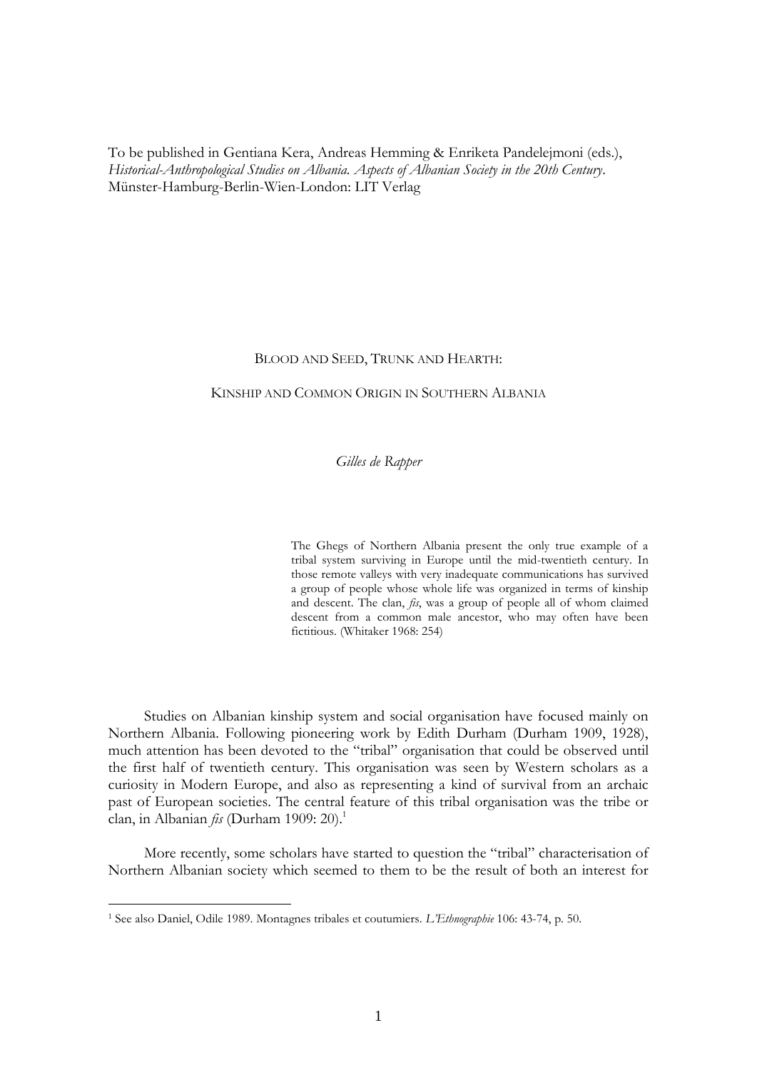To be published in Gentiana Kera, Andreas Hemming & Enriketa Pandelejmoni (eds.), *Historical-Anthropological Studies on Albania. Aspects of Albanian Society in the 20th Century*. Münster-Hamburg-Berlin-Wien-London: LIT Verlag

# Blood and Seed, Trunk and Hearth:

## Kinship and Common Origin in Southern Albania

*Gilles de Rapper*

> The Ghegs of Northern Albania present the only true example of a tribal system surviving in Europe until the mid-twentieth century. In those remote valleys with very inadequate communications has survived a group of people whose whole life was organized in terms of kinship and descent. The clan, *fis*, was a group of people all of whom claimed descent from a common male ancestor, who may often have been fictitious. (Whitaker 1968: 254)

Studies on Albanian kinship system and social organisation have focused mainly on Northern Albania. Following pioneering work by Edith Durham (Durham 1909, 1928), much attention has been devoted to the "tribal" organisation that could be observed until the first half of twentieth century. This organisation was seen by Western scholars as a curiosity in Modern Europe, and also as representing a kind of survival from an archaic past of European societies. The central feature of this tribal organisation was the tribe or clan, in Albanian *fis* (Durham 1909: 20).[1]

More recently, some scholars have started to question the "tribal" characterisation of Northern Albanian society which seemed to them to be the result of both an interest for

---

[1] See also Daniel, Odile 1989. Montagnes tribales et coutumiers. *L'Ethnographie* 106: 43-74, p. 50.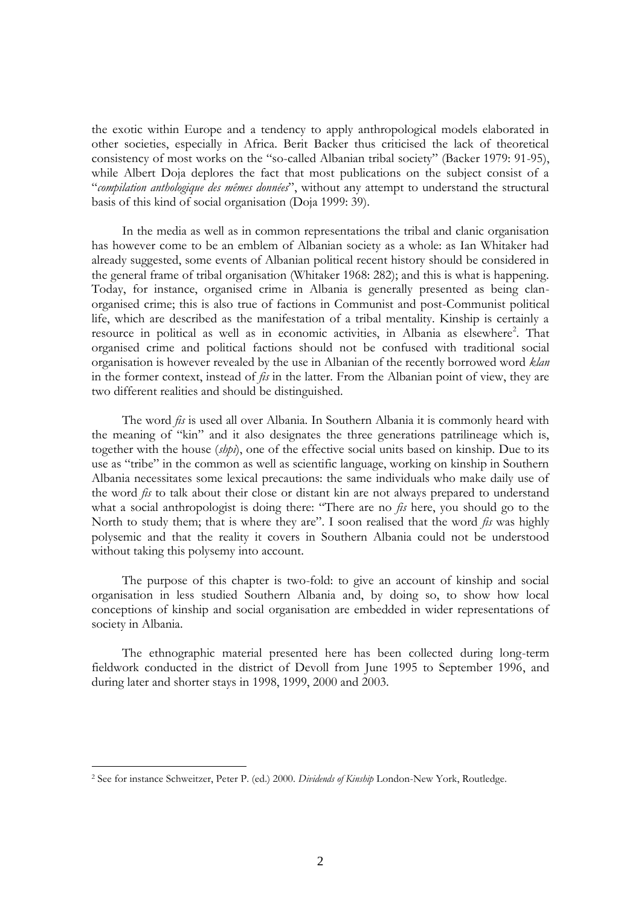the exotic within Europe and a tendency to apply anthropological models elaborated in other societies, especially in Africa. Berit Backer thus criticised the lack of theoretical consistency of most works on the "so-called Albanian tribal society" (Backer 1979: 91-95), while Albert Doja deplores the fact that most publications on the subject consist of a "*compilation anthologique des mêmes données*", without any attempt to understand the structural basis of this kind of social organisation (Doja 1999: 39).

In the media as well as in common representations the tribal and clanic organisation has however come to be an emblem of Albanian society as a whole: as Ian Whitaker had already suggested, some events of Albanian political recent history should be considered in the general frame of tribal organisation (Whitaker 1968: 282); and this is what is happening. Today, for instance, organised crime in Albania is generally presented as being clan-organised crime; this is also true of factions in Communist and post-Communist political life, which are described as the manifestation of a tribal mentality. Kinship is certainly a resource in political as well as in economic activities, in Albania as elsewhere[2]. That organised crime and political factions should not be confused with traditional social organisation is however revealed by the use in Albanian of the recently borrowed word *klan* in the former context, instead of *fis* in the latter. From the Albanian point of view, they are two different realities and should be distinguished.

The word *fis* is used all over Albania. In Southern Albania it is commonly heard with the meaning of "kin" and it also designates the three generations patrilineage which is, together with the house (*shpi*), one of the effective social units based on kinship. Due to its use as "tribe" in the common as well as scientific language, working on kinship in Southern Albania necessitates some lexical precautions: the same individuals who make daily use of the word *fis* to talk about their close or distant kin are not always prepared to understand what a social anthropologist is doing there: "There are no *fis* here, you should go to the North to study them; that is where they are". I soon realised that the word *fis* was highly polysemic and that the reality it covers in Southern Albania could not be understood without taking this polysemy into account.

The purpose of this chapter is two-fold: to give an account of kinship and social organisation in less studied Southern Albania and, by doing so, to show how local conceptions of kinship and social organisation are embedded in wider representations of society in Albania.

The ethnographic material presented here has been collected during long-term fieldwork conducted in the district of Devoll from June 1995 to September 1996, and during later and shorter stays in 1998, 1999, 2000 and 2003.

---

[2] See for instance Schweitzer, Peter P. (ed.) 2000. *Dividends of Kinship* London-New York, Routledge.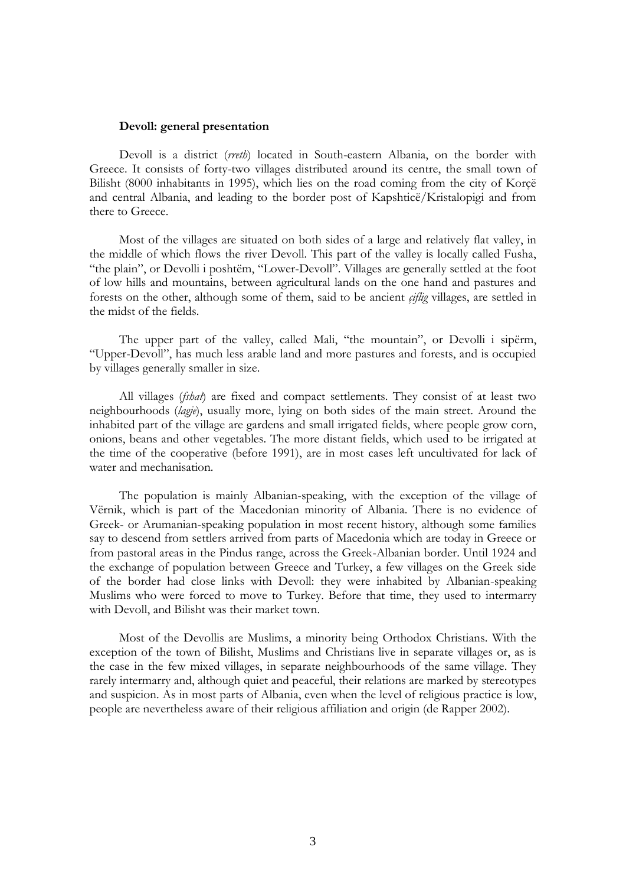**Devoll: general presentation**

Devoll is a district (*rreth*) located in South-eastern Albania, on the border with Greece. It consists of forty-two villages distributed around its centre, the small town of Bilisht (8000 inhabitants in 1995), which lies on the road coming from the city of Korçë and central Albania, and leading to the border post of Kapshticë/Kristalopigi and from there to Greece.

Most of the villages are situated on both sides of a large and relatively flat valley, in the middle of which flows the river Devoll. This part of the valley is locally called Fusha, "the plain", or Devolli i poshtëm, "Lower-Devoll". Villages are generally settled at the foot of low hills and mountains, between agricultural lands on the one hand and pastures and forests on the other, although some of them, said to be ancient *çiflig* villages, are settled in the midst of the fields.

The upper part of the valley, called Mali, "the mountain", or Devolli i sipërm, "Upper-Devoll", has much less arable land and more pastures and forests, and is occupied by villages generally smaller in size.

All villages (*fshat*) are fixed and compact settlements. They consist of at least two neighbourhoods (*lagje*), usually more, lying on both sides of the main street. Around the inhabited part of the village are gardens and small irrigated fields, where people grow corn, onions, beans and other vegetables. The more distant fields, which used to be irrigated at the time of the cooperative (before 1991), are in most cases left uncultivated for lack of water and mechanisation.

The population is mainly Albanian-speaking, with the exception of the village of Vërnik, which is part of the Macedonian minority of Albania. There is no evidence of Greek- or Arumanian-speaking population in most recent history, although some families say to descend from settlers arrived from parts of Macedonia which are today in Greece or from pastoral areas in the Pindus range, across the Greek-Albanian border. Until 1924 and the exchange of population between Greece and Turkey, a few villages on the Greek side of the border had close links with Devoll: they were inhabited by Albanian-speaking Muslims who were forced to move to Turkey. Before that time, they used to intermarry with Devoll, and Bilisht was their market town.

Most of the Devollis are Muslims, a minority being Orthodox Christians. With the exception of the town of Bilisht, Muslims and Christians live in separate villages or, as is the case in the few mixed villages, in separate neighbourhoods of the same village. They rarely intermarry and, although quiet and peaceful, their relations are marked by stereotypes and suspicion. As in most parts of Albania, even when the level of religious practice is low, people are nevertheless aware of their religious affiliation and origin (de Rapper 2002).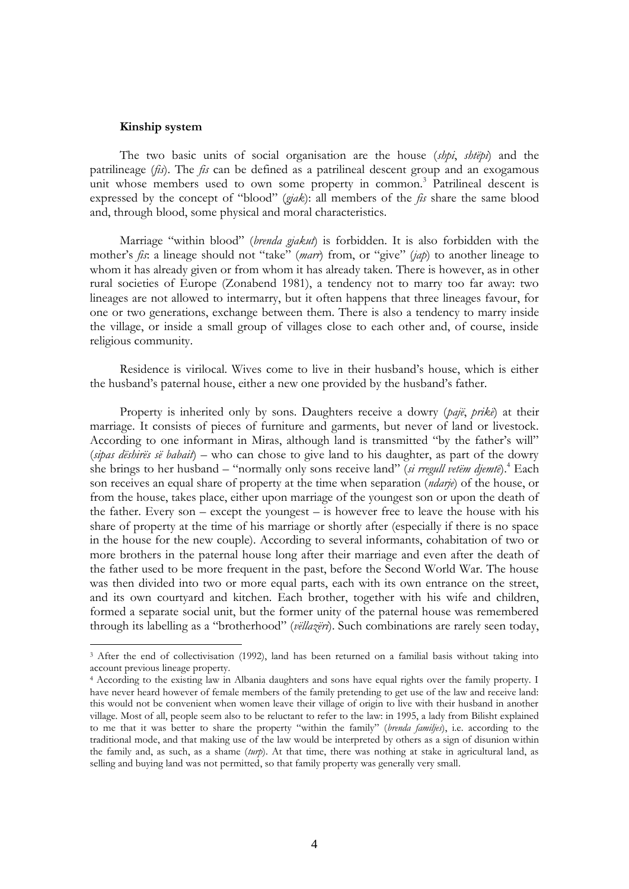### Kinship system

The two basic units of social organisation are the house (*shpi*, *shtëpi*) and the patrilineage (*fis*). The *fis* can be defined as a patrilineal descent group and an exogamous unit whose members used to own some property in common.[3] Patrilineal descent is expressed by the concept of "blood" (*gjak*): all members of the *fis* share the same blood and, through blood, some physical and moral characteristics.

Marriage "within blood" (*brenda gjakut*) is forbidden. It is also forbidden with the mother's *fis*: a lineage should not "take" (*marr*) from, or "give" (*jap*) to another lineage to whom it has already given or from whom it has already taken. There is however, as in other rural societies of Europe (Zonabend 1981), a tendency not to marry too far away: two lineages are not allowed to intermarry, but it often happens that three lineages favour, for one or two generations, exchange between them. There is also a tendency to marry inside the village, or inside a small group of villages close to each other and, of course, inside religious community.

Residence is virilocal. Wives come to live in their husband's house, which is either the husband's paternal house, either a new one provided by the husband's father.

Property is inherited only by sons. Daughters receive a dowry (*pajë*, *prikë*) at their marriage. It consists of pieces of furniture and garments, but never of land or livestock. According to one informant in Miras, although land is transmitted "by the father's will" (*sipas dëshirës së babait*) – who can chose to give land to his daughter, as part of the dowry she brings to her husband – "normally only sons receive land" (*si rregull vetëm djemtë*).[4] Each son receives an equal share of property at the time when separation (*ndarje*) of the house, or from the house, takes place, either upon marriage of the youngest son or upon the death of the father. Every son – except the youngest – is however free to leave the house with his share of property at the time of his marriage or shortly after (especially if there is no space in the house for the new couple). According to several informants, cohabitation of two or more brothers in the paternal house long after their marriage and even after the death of the father used to be more frequent in the past, before the Second World War. The house was then divided into two or more equal parts, each with its own entrance on the street, and its own courtyard and kitchen. Each brother, together with his wife and children, formed a separate social unit, but the former unity of the paternal house was remembered through its labelling as a "brotherhood" (*vëllazëri*). Such combinations are rarely seen today,

---

[3] After the end of collectivisation (1992), land has been returned on a familial basis without taking into account previous lineage property.

[4] According to the existing law in Albania daughters and sons have equal rights over the family property. I have never heard however of female members of the family pretending to get use of the law and receive land: this would not be convenient when women leave their village of origin to live with their husband in another village. Most of all, people seem also to be reluctant to refer to the law: in 1995, a lady from Bilisht explained to me that it was better to share the property "within the family" (*brenda familjes*), i.e. according to the traditional mode, and that making use of the law would be interpreted by others as a sign of disunion within the family and, as such, as a shame (*turp*). At that time, there was nothing at stake in agricultural land, as selling and buying land was not permitted, so that family property was generally very small.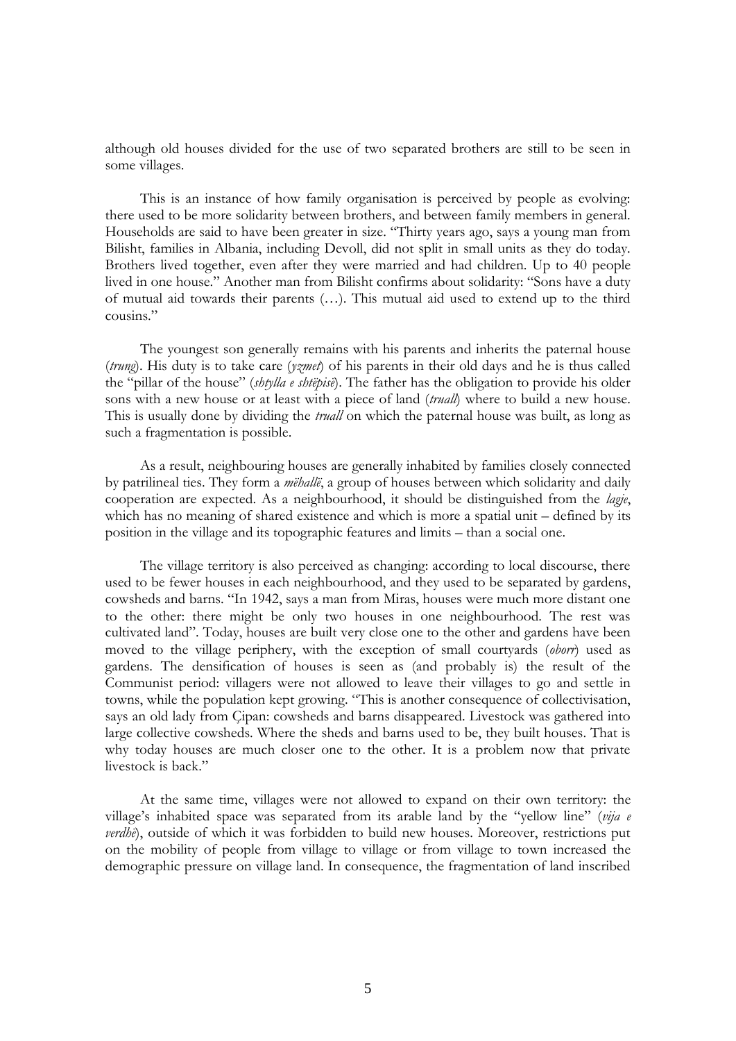although old houses divided for the use of two separated brothers are still to be seen in some villages.

This is an instance of how family organisation is perceived by people as evolving: there used to be more solidarity between brothers, and between family members in general. Households are said to have been greater in size. "Thirty years ago, says a young man from Bilisht, families in Albania, including Devoll, did not split in small units as they do today. Brothers lived together, even after they were married and had children. Up to 40 people lived in one house." Another man from Bilisht confirms about solidarity: "Sons have a duty of mutual aid towards their parents (…). This mutual aid used to extend up to the third cousins."

The youngest son generally remains with his parents and inherits the paternal house (*trung*). His duty is to take care (*yzmet*) of his parents in their old days and he is thus called the "pillar of the house" (*shtylla e shtëpisë*). The father has the obligation to provide his older sons with a new house or at least with a piece of land (*truall*) where to build a new house. This is usually done by dividing the *truall* on which the paternal house was built, as long as such a fragmentation is possible.

As a result, neighbouring houses are generally inhabited by families closely connected by patrilineal ties. They form a *mëhallë*, a group of houses between which solidarity and daily cooperation are expected. As a neighbourhood, it should be distinguished from the *lagje*, which has no meaning of shared existence and which is more a spatial unit – defined by its position in the village and its topographic features and limits – than a social one.

The village territory is also perceived as changing: according to local discourse, there used to be fewer houses in each neighbourhood, and they used to be separated by gardens, cowsheds and barns. "In 1942, says a man from Miras, houses were much more distant one to the other: there might be only two houses in one neighbourhood. The rest was cultivated land". Today, houses are built very close one to the other and gardens have been moved to the village periphery, with the exception of small courtyards (*oborr*) used as gardens. The densification of houses is seen as (and probably is) the result of the Communist period: villagers were not allowed to leave their villages to go and settle in towns, while the population kept growing. "This is another consequence of collectivisation, says an old lady from Çipan: cowsheds and barns disappeared. Livestock was gathered into large collective cowsheds. Where the sheds and barns used to be, they built houses. That is why today houses are much closer one to the other. It is a problem now that private livestock is back."

At the same time, villages were not allowed to expand on their own territory: the village's inhabited space was separated from its arable land by the "yellow line" (*vija e verdhë*), outside of which it was forbidden to build new houses. Moreover, restrictions put on the mobility of people from village to village or from village to town increased the demographic pressure on village land. In consequence, the fragmentation of land inscribed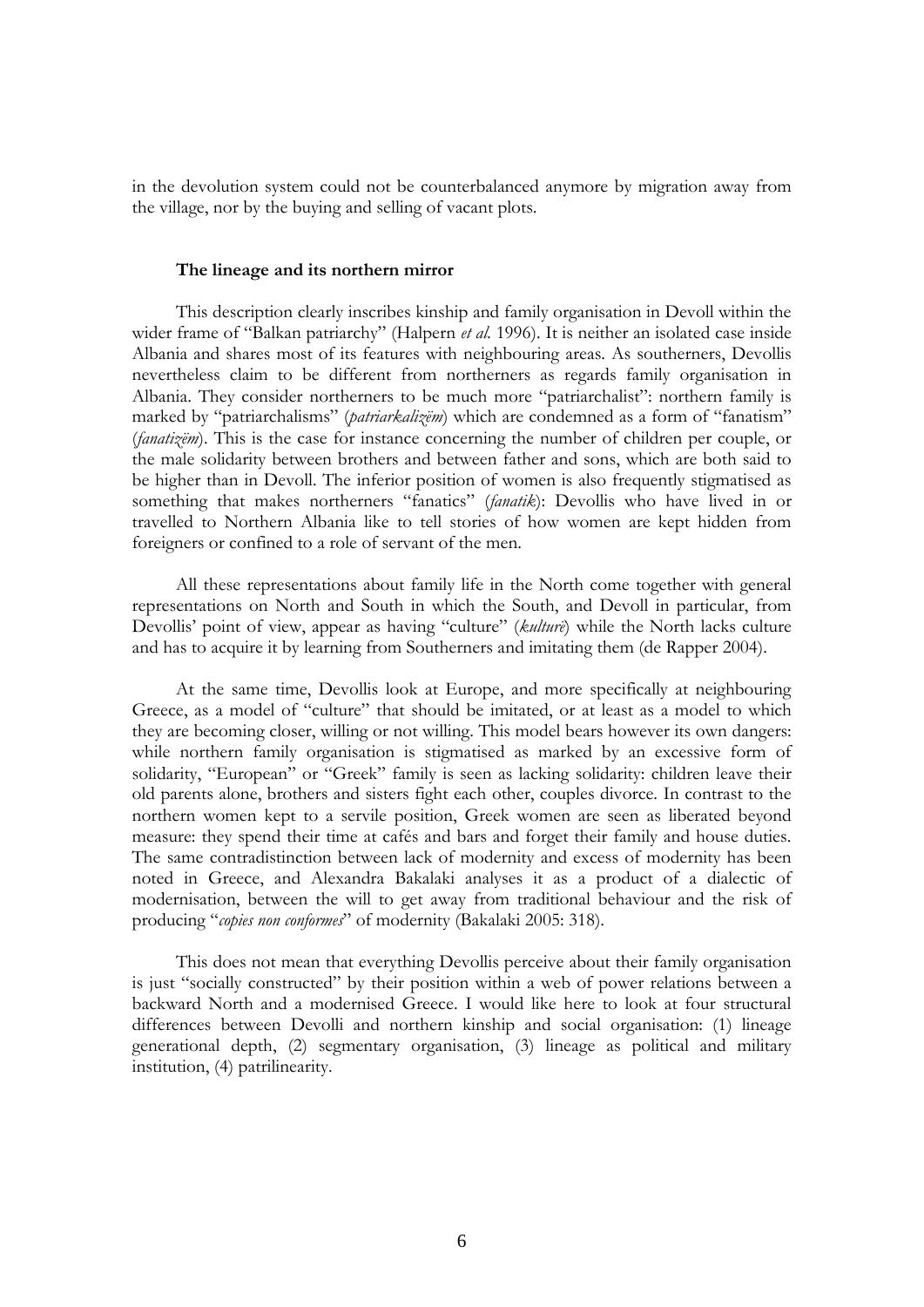in the devolution system could not be counterbalanced anymore by migration away from the village, nor by the buying and selling of vacant plots.

### The lineage and its northern mirror

This description clearly inscribes kinship and family organisation in Devoll within the wider frame of "Balkan patriarchy" (Halpern *et al.* 1996). It is neither an isolated case inside Albania and shares most of its features with neighbouring areas. As southerners, Devollis nevertheless claim to be different from northerners as regards family organisation in Albania. They consider northerners to be much more "patriarchalist": northern family is marked by "patriarchalisms" (*patriarkalizëm*) which are condemned as a form of "fanatism" (*fanatizëm*). This is the case for instance concerning the number of children per couple, or the male solidarity between brothers and between father and sons, which are both said to be higher than in Devoll. The inferior position of women is also frequently stigmatised as something that makes northerners "fanatics" (*fanatik*): Devollis who have lived in or travelled to Northern Albania like to tell stories of how women are kept hidden from foreigners or confined to a role of servant of the men.

All these representations about family life in the North come together with general representations on North and South in which the South, and Devoll in particular, from Devollis' point of view, appear as having "culture" (*kulturë*) while the North lacks culture and has to acquire it by learning from Southerners and imitating them (de Rapper 2004).

At the same time, Devollis look at Europe, and more specifically at neighbouring Greece, as a model of "culture" that should be imitated, or at least as a model to which they are becoming closer, willing or not willing. This model bears however its own dangers: while northern family organisation is stigmatised as marked by an excessive form of solidarity, "European" or "Greek" family is seen as lacking solidarity: children leave their old parents alone, brothers and sisters fight each other, couples divorce. In contrast to the northern women kept to a servile position, Greek women are seen as liberated beyond measure: they spend their time at cafés and bars and forget their family and house duties. The same contradistinction between lack of modernity and excess of modernity has been noted in Greece, and Alexandra Bakalaki analyses it as a product of a dialectic of modernisation, between the will to get away from traditional behaviour and the risk of producing "*copies non conformes*" of modernity (Bakalaki 2005: 318).

This does not mean that everything Devollis perceive about their family organisation is just "socially constructed" by their position within a web of power relations between a backward North and a modernised Greece. I would like here to look at four structural differences between Devolli and northern kinship and social organisation: (1) lineage generational depth, (2) segmentary organisation, (3) lineage as political and military institution, (4) patrilinearity.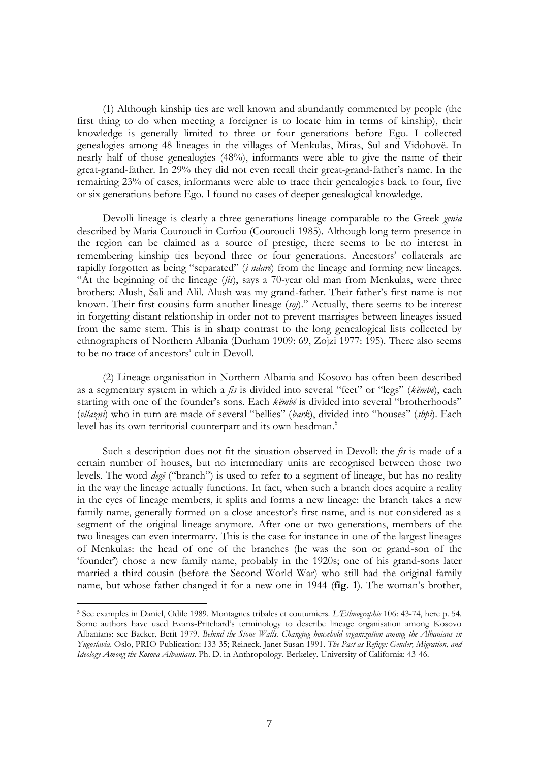(1) Although kinship ties are well known and abundantly commented by people (the first thing to do when meeting a foreigner is to locate him in terms of kinship), their knowledge is generally limited to three or four generations before Ego. I collected genealogies among 48 lineages in the villages of Menkulas, Miras, Sul and Vidohovë. In nearly half of those genealogies (48%), informants were able to give the name of their great-grand-father. In 29% they did not even recall their great-grand-father's name. In the remaining 23% of cases, informants were able to trace their genealogies back to four, five or six generations before Ego. I found no cases of deeper genealogical knowledge.

Devolli lineage is clearly a three generations lineage comparable to the Greek *genia* described by Maria Couroucli in Corfou (Couroucli 1985). Although long term presence in the region can be claimed as a source of prestige, there seems to be no interest in remembering kinship ties beyond three or four generations. Ancestors' collaterals are rapidly forgotten as being "separated" (*i ndarë*) from the lineage and forming new lineages. "At the beginning of the lineage (*fis*), says a 70-year old man from Menkulas, were three brothers: Alush, Sali and Alil. Alush was my grand-father. Their father's first name is not known. Their first cousins form another lineage (*soj*)." Actually, there seems to be interest in forgetting distant relationship in order not to prevent marriages between lineages issued from the same stem. This is in sharp contrast to the long genealogical lists collected by ethnographers of Northern Albania (Durham 1909: 69, Zojzi 1977: 195). There also seems to be no trace of ancestors' cult in Devoll.

(2) Lineage organisation in Northern Albania and Kosovo has often been described as a segmentary system in which a *fis* is divided into several "feet" or "legs" (*këmbë*), each starting with one of the founder's sons. Each *këmbë* is divided into several "brotherhoods" (*vllazni*) who in turn are made of several "bellies" (*bark*), divided into "houses" (*shpi*). Each level has its own territorial counterpart and its own headman.[5]

Such a description does not fit the situation observed in Devoll: the *fis* is made of a certain number of houses, but no intermediary units are recognised between those two levels. The word *degë* ("branch") is used to refer to a segment of lineage, but has no reality in the way the lineage actually functions. In fact, when such a branch does acquire a reality in the eyes of lineage members, it splits and forms a new lineage: the branch takes a new family name, generally formed on a close ancestor's first name, and is not considered as a segment of the original lineage anymore. After one or two generations, members of the two lineages can even intermarry. This is the case for instance in one of the largest lineages of Menkulas: the head of one of the branches (he was the son or grand-son of the 'founder') chose a new family name, probably in the 1920s; one of his grand-sons later married a third cousin (before the Second World War) who still had the original family name, but whose father changed it for a new one in 1944 (**fig. 1**). The woman's brother,

---

[5] See examples in Daniel, Odile 1989. Montagnes tribales et coutumiers. *L'Ethnographie* 106: 43-74, here p. 54. Some authors have used Evans-Pritchard's terminology to describe lineage organisation among Kosovo Albanians: see Backer, Berit 1979. *Behind the Stone Walls. Changing household organization among the Albanians in Yugoslavia*. Oslo, PRIO-Publication: 133-35; Reineck, Janet Susan 1991. *The Past as Refuge: Gender, Migration, and Ideology Among the Kosova Albanians*. Ph. D. in Anthropology. Berkeley, University of California: 43-46.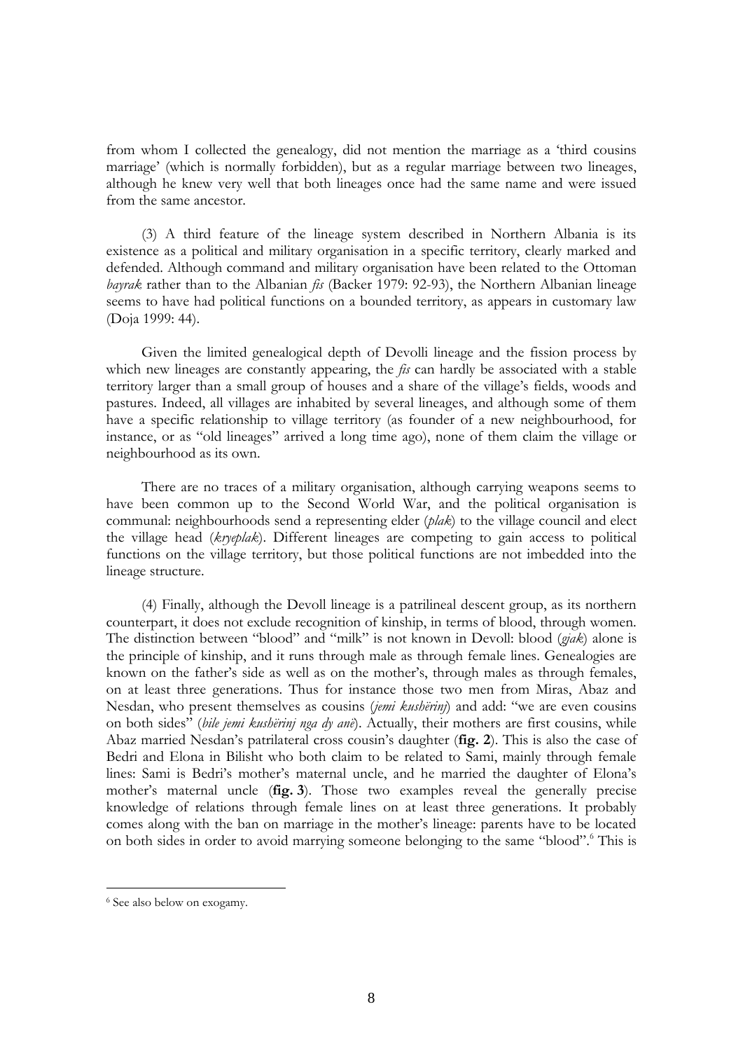from whom I collected the genealogy, did not mention the marriage as a 'third cousins marriage' (which is normally forbidden), but as a regular marriage between two lineages, although he knew very well that both lineages once had the same name and were issued from the same ancestor.

(3) A third feature of the lineage system described in Northern Albania is its existence as a political and military organisation in a specific territory, clearly marked and defended. Although command and military organisation have been related to the Ottoman *bayrak* rather than to the Albanian *fis* (Backer 1979: 92-93), the Northern Albanian lineage seems to have had political functions on a bounded territory, as appears in customary law (Doja 1999: 44).

Given the limited genealogical depth of Devolli lineage and the fission process by which new lineages are constantly appearing, the *fis* can hardly be associated with a stable territory larger than a small group of houses and a share of the village's fields, woods and pastures. Indeed, all villages are inhabited by several lineages, and although some of them have a specific relationship to village territory (as founder of a new neighbourhood, for instance, or as "old lineages" arrived a long time ago), none of them claim the village or neighbourhood as its own.

There are no traces of a military organisation, although carrying weapons seems to have been common up to the Second World War, and the political organisation is communal: neighbourhoods send a representing elder (*plak*) to the village council and elect the village head (*kryeplak*). Different lineages are competing to gain access to political functions on the village territory, but those political functions are not imbedded into the lineage structure.

(4) Finally, although the Devoll lineage is a patrilineal descent group, as its northern counterpart, it does not exclude recognition of kinship, in terms of blood, through women. The distinction between "blood" and "milk" is not known in Devoll: blood (*gjak*) alone is the principle of kinship, and it runs through male as through female lines. Genealogies are known on the father's side as well as on the mother's, through males as through females, on at least three generations. Thus for instance those two men from Miras, Abaz and Nesdan, who present themselves as cousins (*jemi kushërinj*) and add: "we are even cousins on both sides" (*bile jemi kushërinj nga dy anë*). Actually, their mothers are first cousins, while Abaz married Nesdan's patrilateral cross cousin's daughter (**fig. 2**). This is also the case of Bedri and Elona in Bilisht who both claim to be related to Sami, mainly through female lines: Sami is Bedri's mother's maternal uncle, and he married the daughter of Elona's mother's maternal uncle (**fig. 3**). Those two examples reveal the generally precise knowledge of relations through female lines on at least three generations. It probably comes along with the ban on marriage in the mother's lineage: parents have to be located on both sides in order to avoid marrying someone belonging to the same "blood".[6] This is

[6] See also below on exogamy.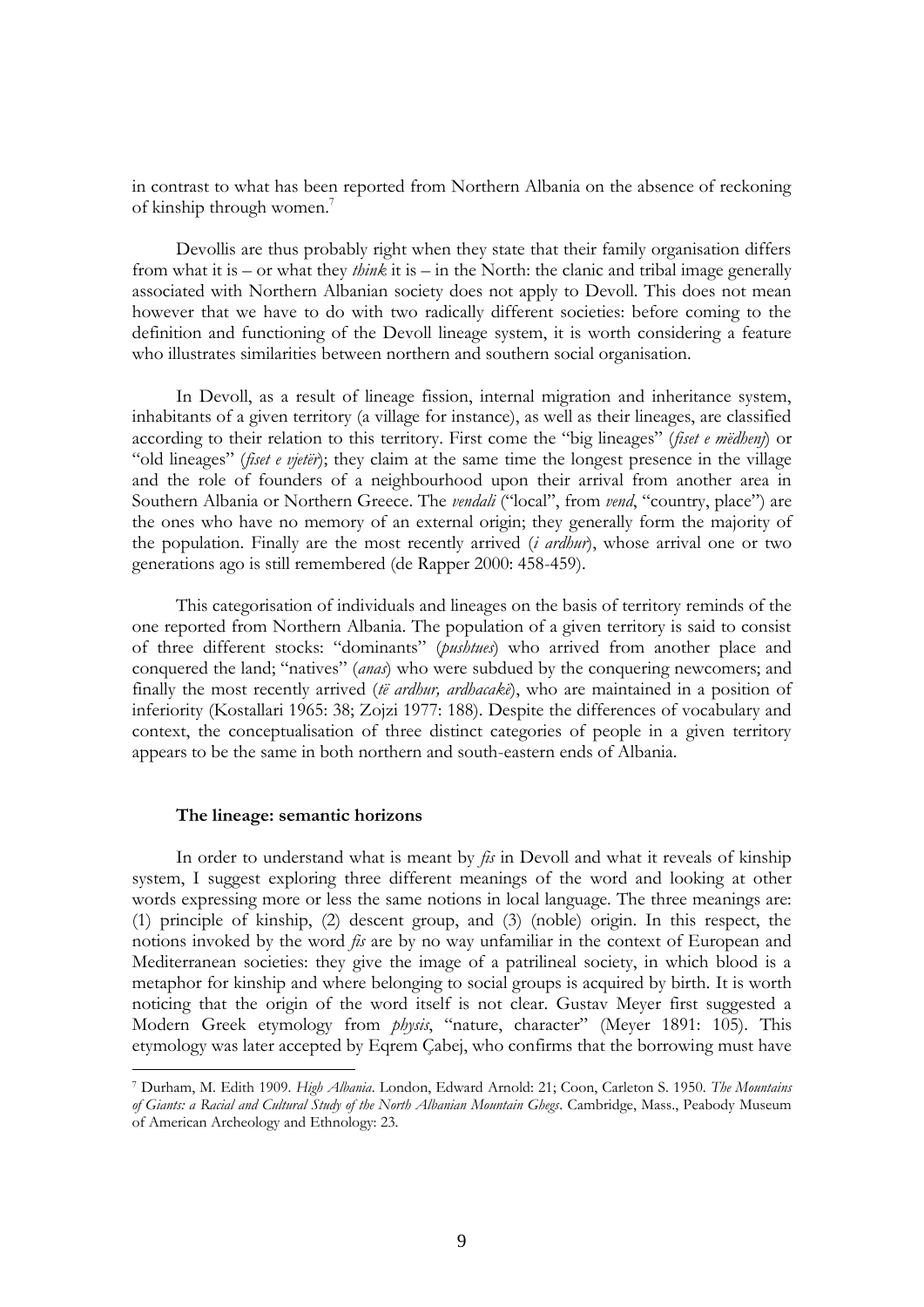in contrast to what has been reported from Northern Albania on the absence of reckoning of kinship through women.[7]

Devollis are thus probably right when they state that their family organisation differs from what it is – or what they *think* it is – in the North: the clanic and tribal image generally associated with Northern Albanian society does not apply to Devoll. This does not mean however that we have to do with two radically different societies: before coming to the definition and functioning of the Devoll lineage system, it is worth considering a feature who illustrates similarities between northern and southern social organisation.

In Devoll, as a result of lineage fission, internal migration and inheritance system, inhabitants of a given territory (a village for instance), as well as their lineages, are classified according to their relation to this territory. First come the "big lineages" (*fiset e mëdhenj*) or "old lineages" (*fiset e vjetër*); they claim at the same time the longest presence in the village and the role of founders of a neighbourhood upon their arrival from another area in Southern Albania or Northern Greece. The *vendali* ("local", from *vend*, "country, place") are the ones who have no memory of an external origin; they generally form the majority of the population. Finally are the most recently arrived (*i ardhur*), whose arrival one or two generations ago is still remembered (de Rapper 2000: 458-459).

This categorisation of individuals and lineages on the basis of territory reminds of the one reported from Northern Albania. The population of a given territory is said to consist of three different stocks: "dominants" (*pushtues*) who arrived from another place and conquered the land; "natives" (*anas*) who were subdued by the conquering newcomers; and finally the most recently arrived (*të ardhur, ardhacakë*), who are maintained in a position of inferiority (Kostallari 1965: 38; Zojzi 1977: 188). Despite the differences of vocabulary and context, the conceptualisation of three distinct categories of people in a given territory appears to be the same in both northern and south-eastern ends of Albania.

### The lineage: semantic horizons

In order to understand what is meant by *fis* in Devoll and what it reveals of kinship system, I suggest exploring three different meanings of the word and looking at other words expressing more or less the same notions in local language. The three meanings are: (1) principle of kinship, (2) descent group, and (3) (noble) origin. In this respect, the notions invoked by the word *fis* are by no way unfamiliar in the context of European and Mediterranean societies: they give the image of a patrilineal society, in which blood is a metaphor for kinship and where belonging to social groups is acquired by birth. It is worth noticing that the origin of the word itself is not clear. Gustav Meyer first suggested a Modern Greek etymology from *physis*, "nature, character" (Meyer 1891: 105). This etymology was later accepted by Eqrem Çabej, who confirms that the borrowing must have

[7] Durham, M. Edith 1909. *High Albania*. London, Edward Arnold: 21; Coon, Carleton S. 1950. *The Mountains of Giants: a Racial and Cultural Study of the North Albanian Mountain Ghegs*. Cambridge, Mass., Peabody Museum of American Archeology and Ethnology: 23.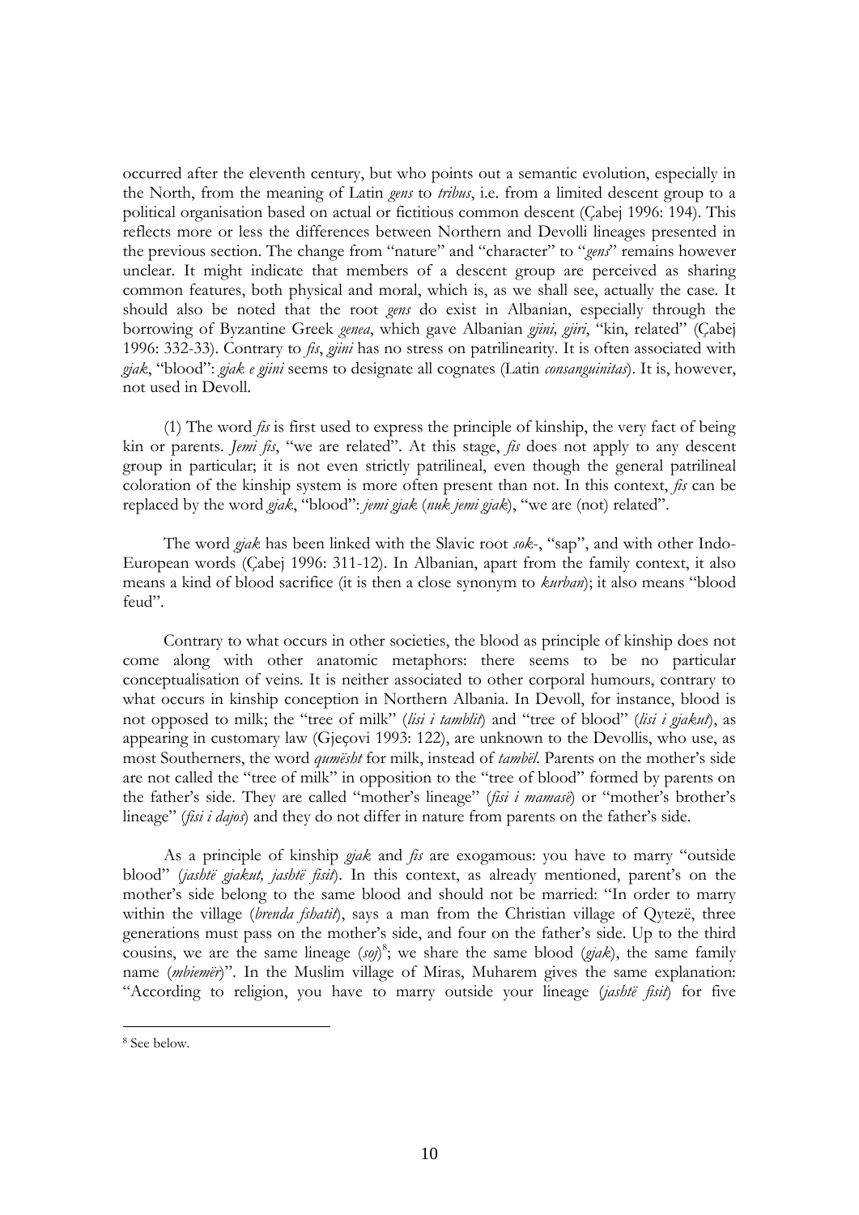occurred after the eleventh century, but who points out a semantic evolution, especially in the North, from the meaning of Latin *gens* to *tribus*, i.e. from a limited descent group to a political organisation based on actual or fictitious common descent (Çabej 1996: 194). This reflects more or less the differences between Northern and Devolli lineages presented in the previous section. The change from "nature" and "character" to "*gens*" remains however unclear. It might indicate that members of a descent group are perceived as sharing common features, both physical and moral, which is, as we shall see, actually the case. It should also be noted that the root *gens* do exist in Albanian, especially through the borrowing of Byzantine Greek *genea*, which gave Albanian *gjini, gjiri*, "kin, related" (Çabej 1996: 332-33). Contrary to *fis*, *gjini* has no stress on patrilinearity. It is often associated with *gjak*, "blood": *gjak e gjini* seems to designate all cognates (Latin *consanguinitas*). It is, however, not used in Devoll.

(1) The word *fis* is first used to express the principle of kinship, the very fact of being kin or parents. *Jemi fis*, "we are related". At this stage, *fis* does not apply to any descent group in particular; it is not even strictly patrilineal, even though the general patrilineal coloration of the kinship system is more often present than not. In this context, *fis* can be replaced by the word *gjak*, "blood": *jemi gjak* (*nuk jemi gjak*), "we are (not) related".

The word *gjak* has been linked with the Slavic root *sok-*, "sap", and with other Indo-European words (Çabej 1996: 311-12). In Albanian, apart from the family context, it also means a kind of blood sacrifice (it is then a close synonym to *kurban*); it also means "blood feud".

Contrary to what occurs in other societies, the blood as principle of kinship does not come along with other anatomic metaphors: there seems to be no particular conceptualisation of veins. It is neither associated to other corporal humours, contrary to what occurs in kinship conception in Northern Albania. In Devoll, for instance, blood is not opposed to milk; the "tree of milk" (*lisi i tamblit*) and "tree of blood" (*lisi i gjakut*), as appearing in customary law (Gjeçovi 1993: 122), are unknown to the Devollis, who use, as most Southerners, the word *qumësht* for milk, instead of *tambël*. Parents on the mother's side are not called the "tree of milk" in opposition to the "tree of blood" formed by parents on the father's side. They are called "mother's lineage" (*fisi i mamasë*) or "mother's brother's lineage" (*fisi i dajos*) and they do not differ in nature from parents on the father's side.

As a principle of kinship *gjak* and *fis* are exogamous: you have to marry "outside blood" (*jashtë gjakut, jashtë fisit*). In this context, as already mentioned, parent's on the mother's side belong to the same blood and should not be married: "In order to marry within the village (*brenda fshatit*), says a man from the Christian village of Qytezë, three generations must pass on the mother's side, and four on the father's side. Up to the third cousins, we are the same lineage (*soj*)[8]; we share the same blood (*gjak*), the same family name (*mbiemër*)". In the Muslim village of Miras, Muharem gives the same explanation: "According to religion, you have to marry outside your lineage (*jashtë fisit*) for five

[8] See below.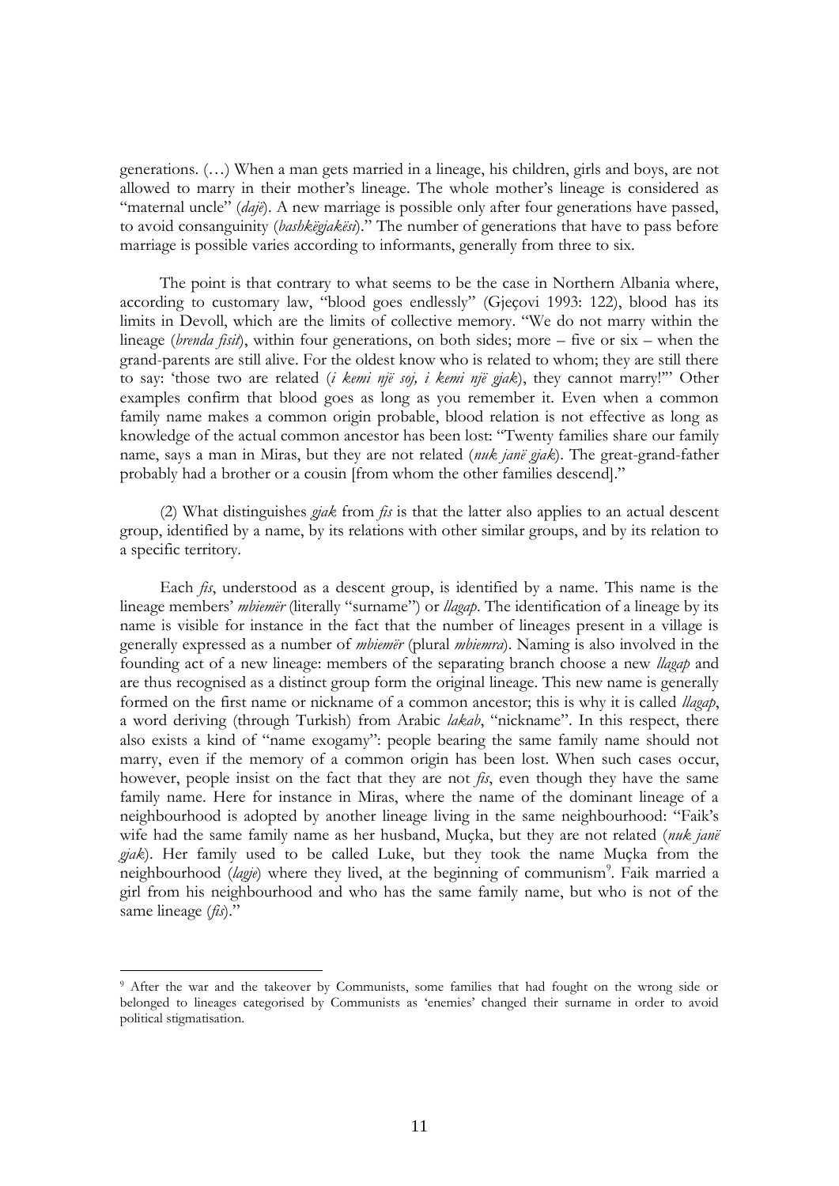generations. (…) When a man gets married in a lineage, his children, girls and boys, are not allowed to marry in their mother's lineage. The whole mother's lineage is considered as "maternal uncle" (*dajë*). A new marriage is possible only after four generations have passed, to avoid consanguinity (*bashkëgjakësi*)." The number of generations that have to pass before marriage is possible varies according to informants, generally from three to six.

The point is that contrary to what seems to be the case in Northern Albania where, according to customary law, "blood goes endlessly" (Gjeçovi 1993: 122), blood has its limits in Devoll, which are the limits of collective memory. "We do not marry within the lineage (*brenda fisit*), within four generations, on both sides; more – five or six – when the grand-parents are still alive. For the oldest know who is related to whom; they are still there to say: 'those two are related (*i kemi një soj, i kemi një gjak*), they cannot marry!'" Other examples confirm that blood goes as long as you remember it. Even when a common family name makes a common origin probable, blood relation is not effective as long as knowledge of the actual common ancestor has been lost: "Twenty families share our family name, says a man in Miras, but they are not related (*nuk janë gjak*). The great-grand-father probably had a brother or a cousin [from whom the other families descend]."

(2) What distinguishes *gjak* from *fis* is that the latter also applies to an actual descent group, identified by a name, by its relations with other similar groups, and by its relation to a specific territory.

Each *fis*, understood as a descent group, is identified by a name. This name is the lineage members' *mbiemër* (literally "surname") or *llagap*. The identification of a lineage by its name is visible for instance in the fact that the number of lineages present in a village is generally expressed as a number of *mbiemër* (plural *mbiemra*). Naming is also involved in the founding act of a new lineage: members of the separating branch choose a new *llagap* and are thus recognised as a distinct group form the original lineage. This new name is generally formed on the first name or nickname of a common ancestor; this is why it is called *llagap*, a word deriving (through Turkish) from Arabic *lakab*, "nickname". In this respect, there also exists a kind of "name exogamy": people bearing the same family name should not marry, even if the memory of a common origin has been lost. When such cases occur, however, people insist on the fact that they are not *fis*, even though they have the same family name. Here for instance in Miras, where the name of the dominant lineage of a neighbourhood is adopted by another lineage living in the same neighbourhood: "Faik's wife had the same family name as her husband, Muçka, but they are not related (*nuk janë gjak*). Her family used to be called Luke, but they took the name Muçka from the neighbourhood (*lagje*) where they lived, at the beginning of communism[9]. Faik married a girl from his neighbourhood and who has the same family name, but who is not of the same lineage (*fis*)."

---

[9] After the war and the takeover by Communists, some families that had fought on the wrong side or belonged to lineages categorised by Communists as 'enemies' changed their surname in order to avoid political stigmatisation.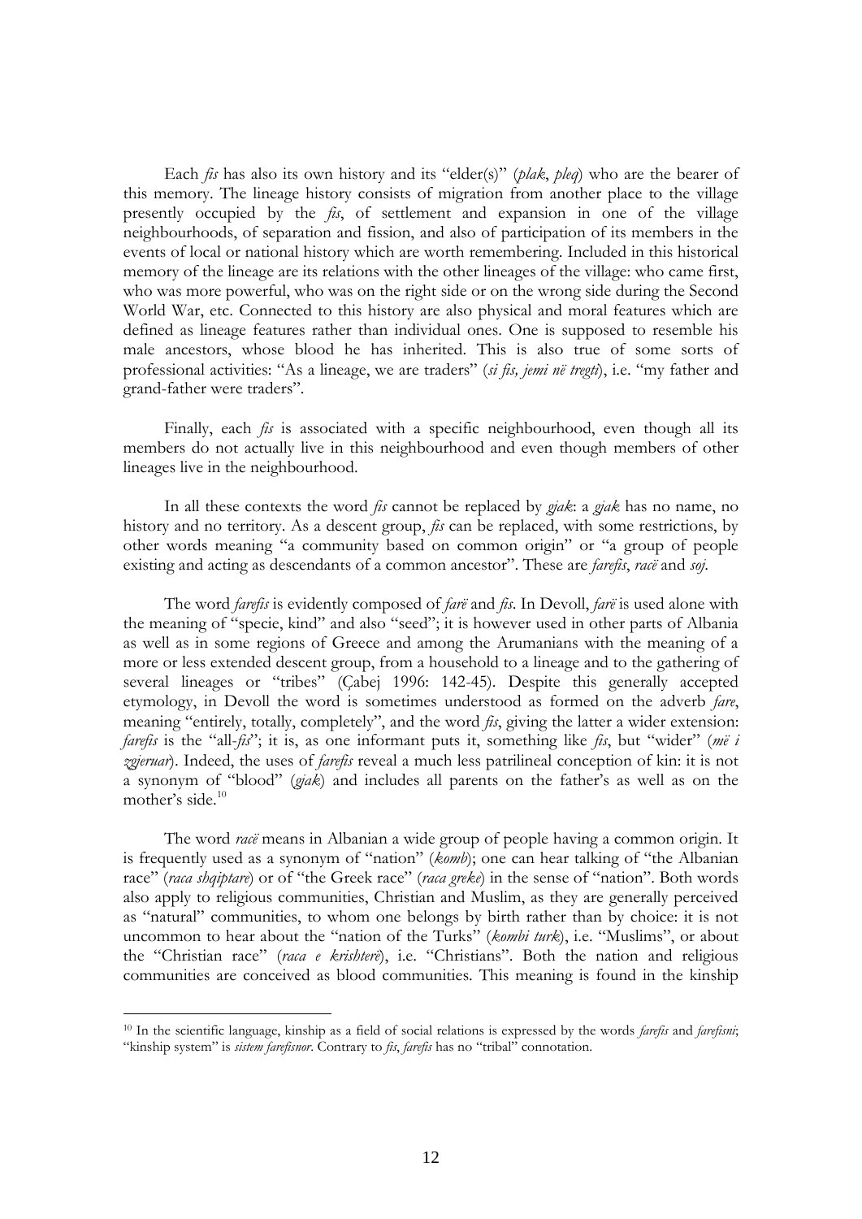Each *fis* has also its own history and its "elder(s)" (*plak*, *pleq*) who are the bearer of this memory. The lineage history consists of migration from another place to the village presently occupied by the *fis*, of settlement and expansion in one of the village neighbourhoods, of separation and fission, and also of participation of its members in the events of local or national history which are worth remembering. Included in this historical memory of the lineage are its relations with the other lineages of the village: who came first, who was more powerful, who was on the right side or on the wrong side during the Second World War, etc. Connected to this history are also physical and moral features which are defined as lineage features rather than individual ones. One is supposed to resemble his male ancestors, whose blood he has inherited. This is also true of some sorts of professional activities: "As a lineage, we are traders" (*si fis, jemi në tregti*), i.e. "my father and grand-father were traders".

Finally, each *fis* is associated with a specific neighbourhood, even though all its members do not actually live in this neighbourhood and even though members of other lineages live in the neighbourhood.

In all these contexts the word *fis* cannot be replaced by *gjak*: a *gjak* has no name, no history and no territory. As a descent group, *fis* can be replaced, with some restrictions, by other words meaning "a community based on common origin" or "a group of people existing and acting as descendants of a common ancestor". These are *farefis*, *racë* and *soj*.

The word *farefis* is evidently composed of *farë* and *fis*. In Devoll, *farë* is used alone with the meaning of "specie, kind" and also "seed"; it is however used in other parts of Albania as well as in some regions of Greece and among the Arumanians with the meaning of a more or less extended descent group, from a household to a lineage and to the gathering of several lineages or "tribes" (Çabej 1996: 142-45). Despite this generally accepted etymology, in Devoll the word is sometimes understood as formed on the adverb *fare*, meaning "entirely, totally, completely", and the word *fis*, giving the latter a wider extension: *farefis* is the "all-*fis*"; it is, as one informant puts it, something like *fis*, but "wider" (*më i zgjeruar*). Indeed, the uses of *farefis* reveal a much less patrilineal conception of kin: it is not a synonym of "blood" (*gjak*) and includes all parents on the father's as well as on the mother's side.[10]

The word *racë* means in Albanian a wide group of people having a common origin. It is frequently used as a synonym of "nation" (*komb*); one can hear talking of "the Albanian race" (*raca shqiptare*) or of "the Greek race" (*raca greke*) in the sense of "nation". Both words also apply to religious communities, Christian and Muslim, as they are generally perceived as "natural" communities, to whom one belongs by birth rather than by choice: it is not uncommon to hear about the "nation of the Turks" (*kombi turk*), i.e. "Muslims", or about the "Christian race" (*raca e krishterë*), i.e. "Christians". Both the nation and religious communities are conceived as blood communities. This meaning is found in the kinship

[10] In the scientific language, kinship as a field of social relations is expressed by the words *farefis* and *farefisni*; "kinship system" is *sistem farefisnor*. Contrary to *fis*, *farefis* has no "tribal" connotation.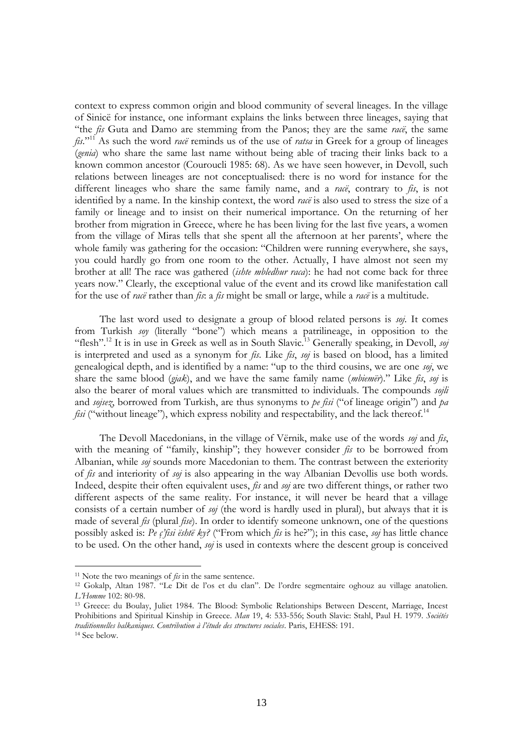context to express common origin and blood community of several lineages. In the village of Sinicë for instance, one informant explains the links between three lineages, saying that "the *fis* Guta and Damo are stemming from the Panos; they are the same *racë*, the same *fis*."[11] As such the word *racë* reminds us of the use of *ratsa* in Greek for a group of lineages (*genia*) who share the same last name without being able of tracing their links back to a known common ancestor (Couroucli 1985: 68). As we have seen however, in Devoll, such relations between lineages are not conceptualised: there is no word for instance for the different lineages who share the same family name, and a *racë*, contrary to *fis*, is not identified by a name. In the kinship context, the word *racë* is also used to stress the size of a family or lineage and to insist on their numerical importance. On the returning of her brother from migration in Greece, where he has been living for the last five years, a women from the village of Miras tells that she spent all the afternoon at her parents', where the whole family was gathering for the occasion: "Children were running everywhere, she says, you could hardly go from one room to the other. Actually, I have almost not seen my brother at all! The race was gathered (*ishte mbledhur raca*): he had not come back for three years now." Clearly, the exceptional value of the event and its crowd like manifestation call for the use of *racë* rather than *fis*: a *fis* might be small or large, while a *racë* is a multitude.

The last word used to designate a group of blood related persons is *soj*. It comes from Turkish *soy* (literally "bone") which means a patrilineage, in opposition to the "flesh".[12] It is in use in Greek as well as in South Slavic.[13] Generally speaking, in Devoll, *soj* is interpreted and used as a synonym for *fis*. Like *fis*, *soj* is based on blood, has a limited genealogical depth, and is identified by a name: "up to the third cousins, we are one *soj*, we share the same blood (*gjak*), and we have the same family name (*mbiemër*)." Like *fis*, *soj* is also the bearer of moral values which are transmitted to individuals. The compounds *sojli* and *sojsez*, borrowed from Turkish, are thus synonyms to *pe fisi* ("of lineage origin") and *pa fisi* ("without lineage"), which express nobility and respectability, and the lack thereof.[14]

The Devoll Macedonians, in the village of Vërnik, make use of the words *soj* and *fis*, with the meaning of "family, kinship"; they however consider *fis* to be borrowed from Albanian, while *soj* sounds more Macedonian to them. The contrast between the exteriority of *fis* and interiority of *soj* is also appearing in the way Albanian Devollis use both words. Indeed, despite their often equivalent uses, *fis* and *soj* are two different things, or rather two different aspects of the same reality. For instance, it will never be heard that a village consists of a certain number of *soj* (the word is hardly used in plural), but always that it is made of several *fis* (plural *fise*). In order to identify someone unknown, one of the questions possibly asked is: *Pe ç'fisi është ky?* ("From which *fis* is he?"); in this case, *soj* has little chance to be used. On the other hand, *soj* is used in contexts where the descent group is conceived

---

[11] Note the two meanings of *fis* in the same sentence.

[12] Gokalp, Altan 1987. "Le Dit de l'os et du clan". De l'ordre segmentaire oghouz au village anatolien. *L'Homme* 102: 80-98.

[13] Greece: du Boulay, Juliet 1984. The Blood: Symbolic Relationships Between Descent, Marriage, Incest Prohibitions and Spiritual Kinship in Greece. *Man* 19, 4: 533-556; South Slavic: Stahl, Paul H. 1979. *Sociétés traditionnelles balkaniques. Contribution à l'étude des structures sociales*. Paris, EHESS: 191.

[14] See below.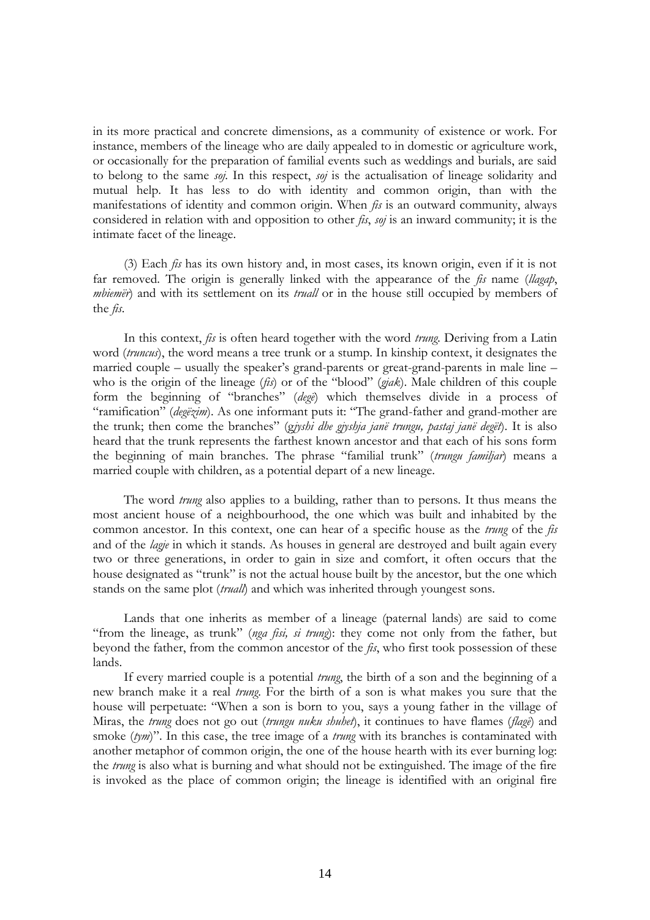in its more practical and concrete dimensions, as a community of existence or work. For instance, members of the lineage who are daily appealed to in domestic or agriculture work, or occasionally for the preparation of familial events such as weddings and burials, are said to belong to the same *soj*. In this respect, *soj* is the actualisation of lineage solidarity and mutual help. It has less to do with identity and common origin, than with the manifestations of identity and common origin. When *fis* is an outward community, always considered in relation with and opposition to other *fis*, *soj* is an inward community; it is the intimate facet of the lineage.

(3) Each *fis* has its own history and, in most cases, its known origin, even if it is not far removed. The origin is generally linked with the appearance of the *fis* name (*llagap*, *mbiemër*) and with its settlement on its *truall* or in the house still occupied by members of the *fis*.

In this context, *fis* is often heard together with the word *trung*. Deriving from a Latin word (*truncus*), the word means a tree trunk or a stump. In kinship context, it designates the married couple – usually the speaker's grand-parents or great-grand-parents in male line – who is the origin of the lineage (*fis*) or of the "blood" (*gjak*). Male children of this couple form the beginning of "branches" (*degë*) which themselves divide in a process of "ramification" (*degëzim*). As one informant puts it: "The grand-father and grand-mother are the trunk; then come the branches" (*gjyshi dhe gjyshja janë trungu, pastaj janë degët*). It is also heard that the trunk represents the farthest known ancestor and that each of his sons form the beginning of main branches. The phrase "familial trunk" (*trungu familjar*) means a married couple with children, as a potential depart of a new lineage.

The word *trung* also applies to a building, rather than to persons. It thus means the most ancient house of a neighbourhood, the one which was built and inhabited by the common ancestor. In this context, one can hear of a specific house as the *trung* of the *fis* and of the *lagje* in which it stands. As houses in general are destroyed and built again every two or three generations, in order to gain in size and comfort, it often occurs that the house designated as "trunk" is not the actual house built by the ancestor, but the one which stands on the same plot (*truall*) and which was inherited through youngest sons.

Lands that one inherits as member of a lineage (paternal lands) are said to come "from the lineage, as trunk" (*nga fisi, si trung*): they come not only from the father, but beyond the father, from the common ancestor of the *fis*, who first took possession of these lands.

If every married couple is a potential *trung*, the birth of a son and the beginning of a new branch make it a real *trung*. For the birth of a son is what makes you sure that the house will perpetuate: "When a son is born to you, says a young father in the village of Miras, the *trung* does not go out (*trungu nuku shuhet*), it continues to have flames (*flagë*) and smoke (*tym*)". In this case, the tree image of a *trung* with its branches is contaminated with another metaphor of common origin, the one of the house hearth with its ever burning log: the *trung* is also what is burning and what should not be extinguished. The image of the fire is invoked as the place of common origin; the lineage is identified with an original fire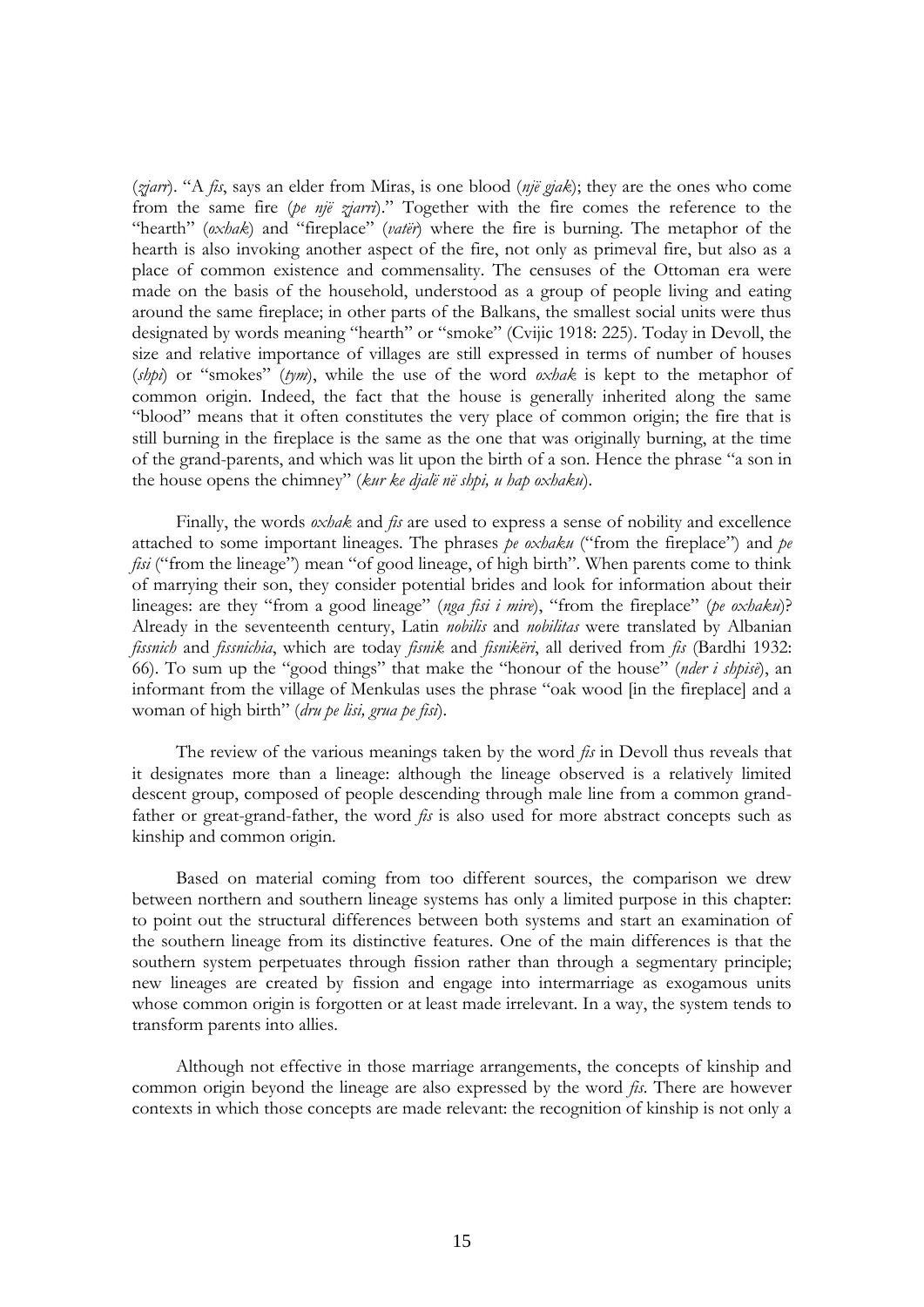(*zjarr*). "A *fis*, says an elder from Miras, is one blood (*një gjak*); they are the ones who come from the same fire (*pe një zjarri*)." Together with the fire comes the reference to the "hearth" (*oxhak*) and "fireplace" (*vatër*) where the fire is burning. The metaphor of the hearth is also invoking another aspect of the fire, not only as primeval fire, but also as a place of common existence and commensality. The censuses of the Ottoman era were made on the basis of the household, understood as a group of people living and eating around the same fireplace; in other parts of the Balkans, the smallest social units were thus designated by words meaning "hearth" or "smoke" (Cvijic 1918: 225). Today in Devoll, the size and relative importance of villages are still expressed in terms of number of houses (*shpi*) or "smokes" (*tym*), while the use of the word *oxhak* is kept to the metaphor of common origin. Indeed, the fact that the house is generally inherited along the same "blood" means that it often constitutes the very place of common origin; the fire that is still burning in the fireplace is the same as the one that was originally burning, at the time of the grand-parents, and which was lit upon the birth of a son. Hence the phrase "a son in the house opens the chimney" (*kur ke djalë në shpi, u hap oxhaku*).

Finally, the words *oxhak* and *fis* are used to express a sense of nobility and excellence attached to some important lineages. The phrases *pe oxhaku* ("from the fireplace") and *pe fisi* ("from the lineage") mean "of good lineage, of high birth". When parents come to think of marrying their son, they consider potential brides and look for information about their lineages: are they "from a good lineage" (*nga fisi i mire*), "from the fireplace" (*pe oxhaku*)? Already in the seventeenth century, Latin *nobilis* and *nobilitas* were translated by Albanian *fissnich* and *fissnichia*, which are today *fisnik* and *fisnikëri*, all derived from *fis* (Bardhi 1932: 66). To sum up the "good things" that make the "honour of the house" (*nder i shpisë*), an informant from the village of Menkulas uses the phrase "oak wood [in the fireplace] and a woman of high birth" (*dru pe lisi, grua pe fisi*).

The review of the various meanings taken by the word *fis* in Devoll thus reveals that it designates more than a lineage: although the lineage observed is a relatively limited descent group, composed of people descending through male line from a common grand-father or great-grand-father, the word *fis* is also used for more abstract concepts such as kinship and common origin.

Based on material coming from too different sources, the comparison we drew between northern and southern lineage systems has only a limited purpose in this chapter: to point out the structural differences between both systems and start an examination of the southern lineage from its distinctive features. One of the main differences is that the southern system perpetuates through fission rather than through a segmentary principle; new lineages are created by fission and engage into intermarriage as exogamous units whose common origin is forgotten or at least made irrelevant. In a way, the system tends to transform parents into allies.

Although not effective in those marriage arrangements, the concepts of kinship and common origin beyond the lineage are also expressed by the word *fis*. There are however contexts in which those concepts are made relevant: the recognition of kinship is not only a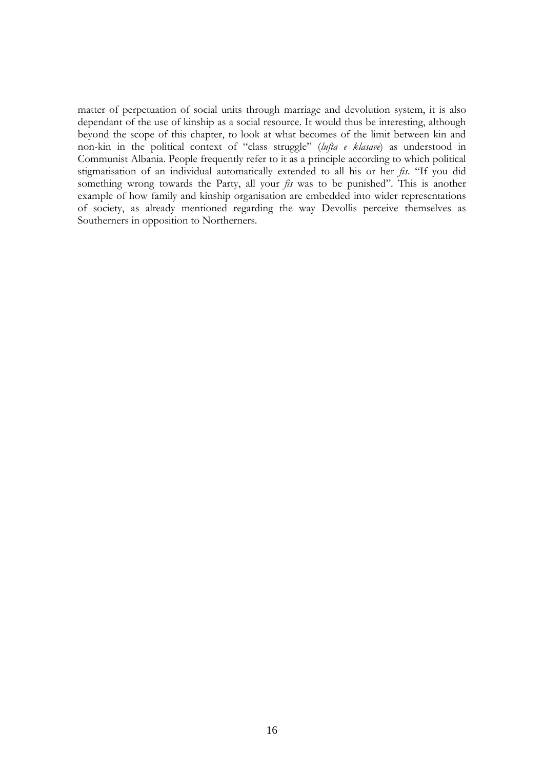matter of perpetuation of social units through marriage and devolution system, it is also dependant of the use of kinship as a social resource. It would thus be interesting, although beyond the scope of this chapter, to look at what becomes of the limit between kin and non-kin in the political context of "class struggle" (*lufta e klasave*) as understood in Communist Albania. People frequently refer to it as a principle according to which political stigmatisation of an individual automatically extended to all his or her *fis*. "If you did something wrong towards the Party, all your *fis* was to be punished". This is another example of how family and kinship organisation are embedded into wider representations of society, as already mentioned regarding the way Devollis perceive themselves as Southerners in opposition to Northerners.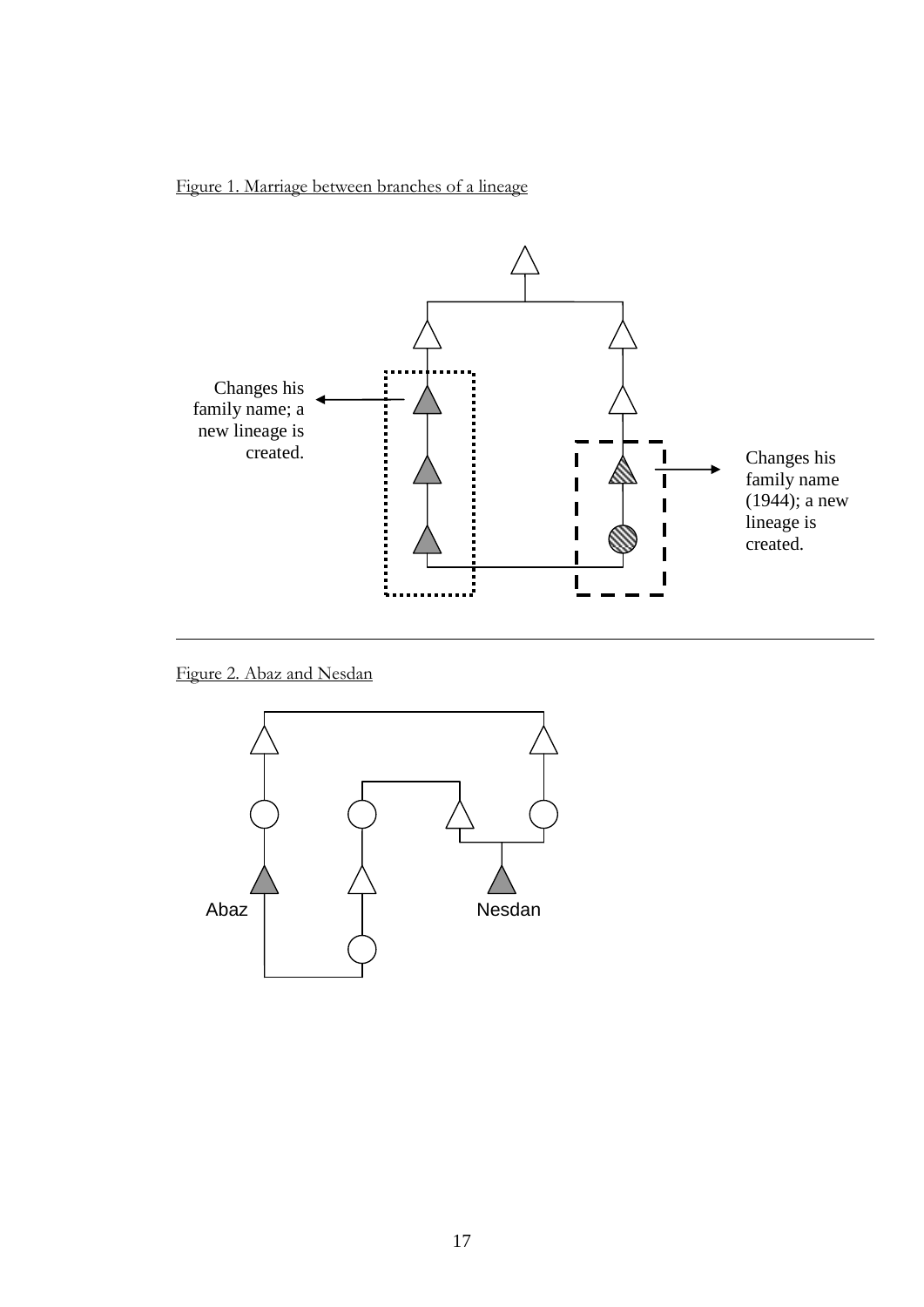Figure 1. Marriage between branches of a lineage

Changes his family name; a new lineage is created.

Changes his family name (1944); a new lineage is created.

Figure 2. Abaz and Nesdan

Abaz

Nesdan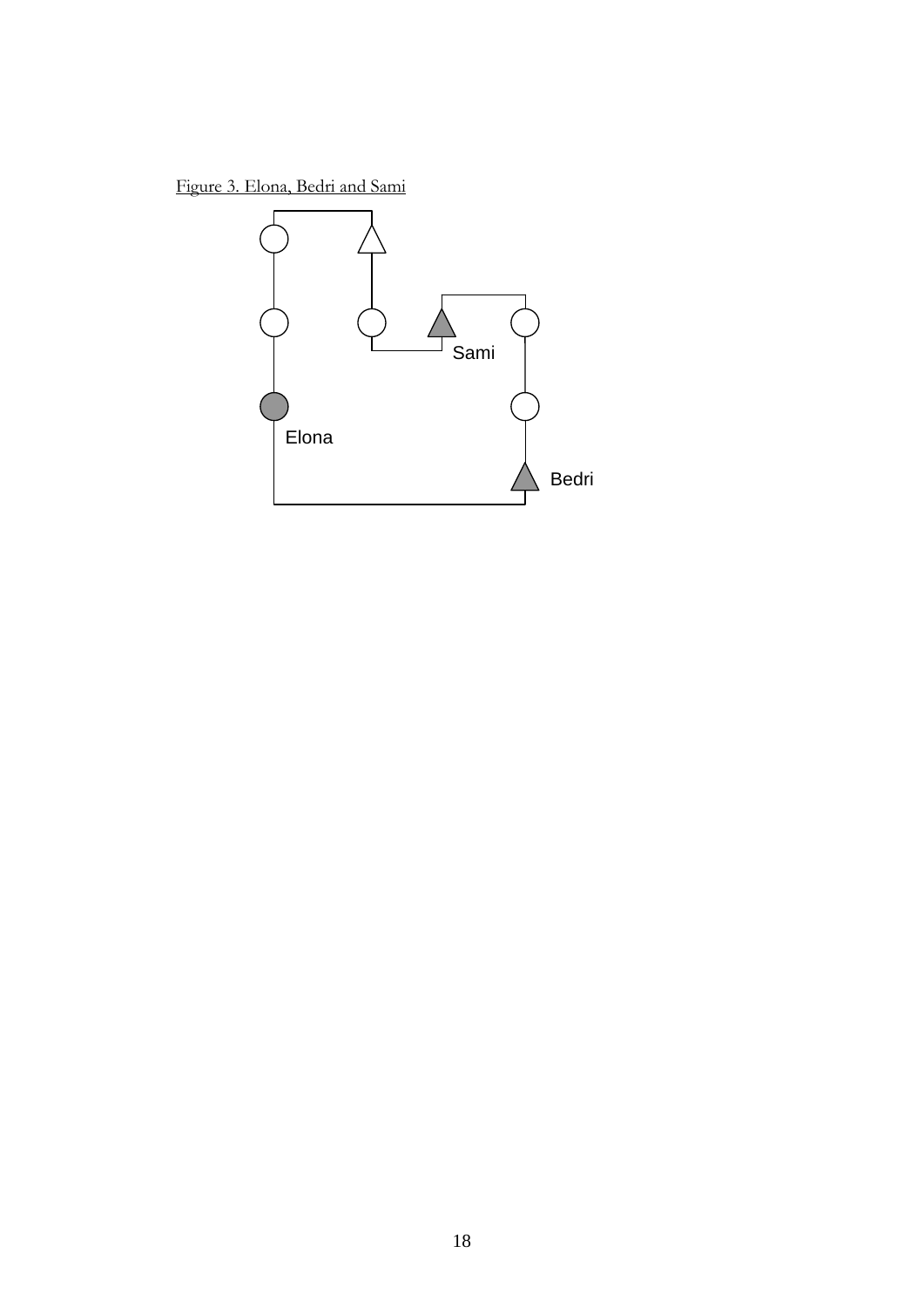Figure 3. Elona, Bedri and Sami

Sami

Elona

Bedri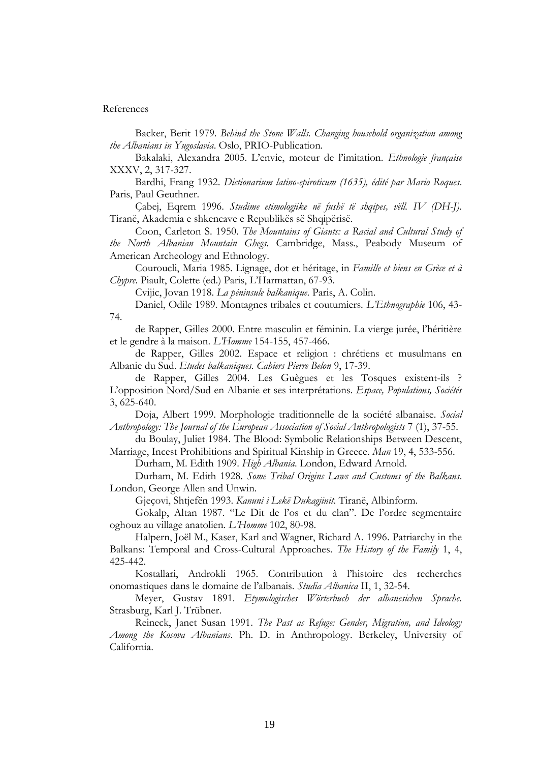References

Backer, Berit 1979. *Behind the Stone Walls. Changing household organization among the Albanians in Yugoslavia*. Oslo, PRIO-Publication.

Bakalaki, Alexandra 2005. L'envie, moteur de l'imitation. *Ethnologie française* XXXV, 2, 317-327.

Bardhi, Frang 1932. *Dictionarium latino-epiroticum (1635), édité par Mario Roques*. Paris, Paul Geuthner.

Çabej, Eqrem 1996. *Studime etimologjike në fushë të shqipes, vëll. IV (DH-J)*. Tiranë, Akademia e shkencave e Republikës së Shqipërisë.

Coon, Carleton S. 1950. *The Mountains of Giants: a Racial and Cultural Study of the North Albanian Mountain Ghegs*. Cambridge, Mass., Peabody Museum of American Archeology and Ethnology.

Couroucli, Maria 1985. Lignage, dot et héritage, in *Famille et biens en Grèce et à Chypre*. Piault, Colette (ed.) Paris, L'Harmattan, 67-93.

Cvijic, Jovan 1918. *La péninsule balkanique*. Paris, A. Colin.

Daniel, Odile 1989. Montagnes tribales et coutumiers. *L'Ethnographie* 106, 43-74.

de Rapper, Gilles 2000. Entre masculin et féminin. La vierge jurée, l'héritière et le gendre à la maison. *L'Homme* 154-155, 457-466.

de Rapper, Gilles 2002. Espace et religion : chrétiens et musulmans en Albanie du Sud. *Etudes balkaniques. Cahiers Pierre Belon* 9, 17-39.

de Rapper, Gilles 2004. Les Guègues et les Tosques existent-ils ? L'opposition Nord/Sud en Albanie et ses interprétations. *Espace, Populations, Sociétés* 3, 625-640.

Doja, Albert 1999. Morphologie traditionnelle de la société albanaise. *Social Anthropology: The Journal of the European Association of Social Anthropologists* 7 (1), 37-55.

du Boulay, Juliet 1984. The Blood: Symbolic Relationships Between Descent, Marriage, Incest Prohibitions and Spiritual Kinship in Greece. *Man* 19, 4, 533-556.

Durham, M. Edith 1909. *High Albania*. London, Edward Arnold.

Durham, M. Edith 1928. *Some Tribal Origins Laws and Customs of the Balkans*. London, George Allen and Unwin.

Gjeçovi, Shtjefën 1993. *Kanuni i Lekë Dukagjinit*. Tiranë, Albinform.

Gokalp, Altan 1987. "Le Dit de l'os et du clan". De l'ordre segmentaire oghouz au village anatolien. *L'Homme* 102, 80-98.

Halpern, Joël M., Kaser, Karl and Wagner, Richard A. 1996. Patriarchy in the Balkans: Temporal and Cross-Cultural Approaches. *The History of the Family* 1, 4, 425-442.

Kostallari, Androkli 1965. Contribution à l'histoire des recherches onomastiques dans le domaine de l'albanais. *Studia Albanica* II, 1, 32-54.

Meyer, Gustav 1891. *Etymologisches Wörterbuch der albanesichen Sprache*. Strasburg, Karl J. Trübner.

Reineck, Janet Susan 1991. *The Past as Refuge: Gender, Migration, and Ideology Among the Kosova Albanians*. Ph. D. in Anthropology. Berkeley, University of California.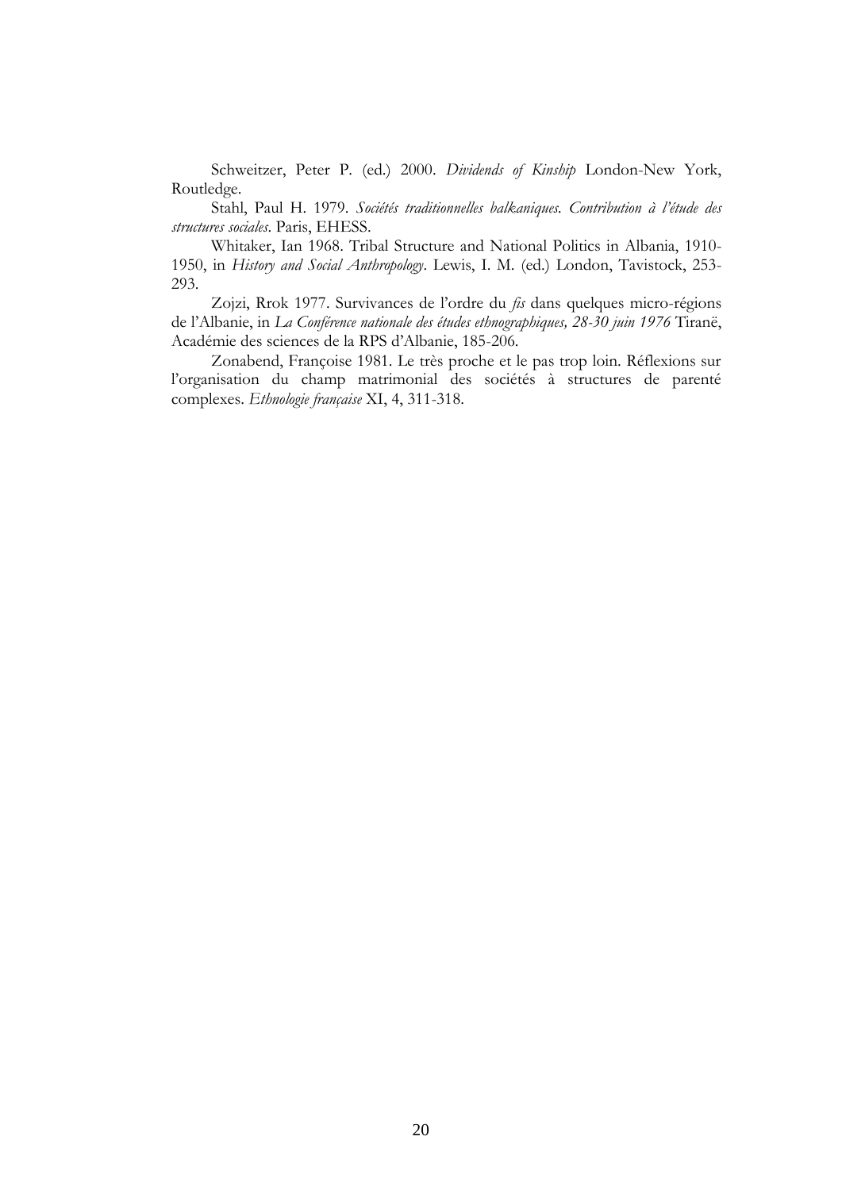Schweitzer, Peter P. (ed.) 2000. *Dividends of Kinship* London-New York, Routledge.

Stahl, Paul H. 1979. *Sociétés traditionnelles balkaniques. Contribution à l'étude des structures sociales*. Paris, EHESS.

Whitaker, Ian 1968. Tribal Structure and National Politics in Albania, 1910-1950, in *History and Social Anthropology*. Lewis, I. M. (ed.) London, Tavistock, 253-293.

Zojzi, Rrok 1977. Survivances de l'ordre du *fis* dans quelques micro-régions de l'Albanie, in *La Conférence nationale des études ethnographiques, 28-30 juin 1976* Tiranë, Académie des sciences de la RPS d'Albanie, 185-206.

Zonabend, Françoise 1981. Le très proche et le pas trop loin. Réflexions sur l'organisation du champ matrimonial des sociétés à structures de parenté complexes. *Ethnologie française* XI, 4, 311-318.